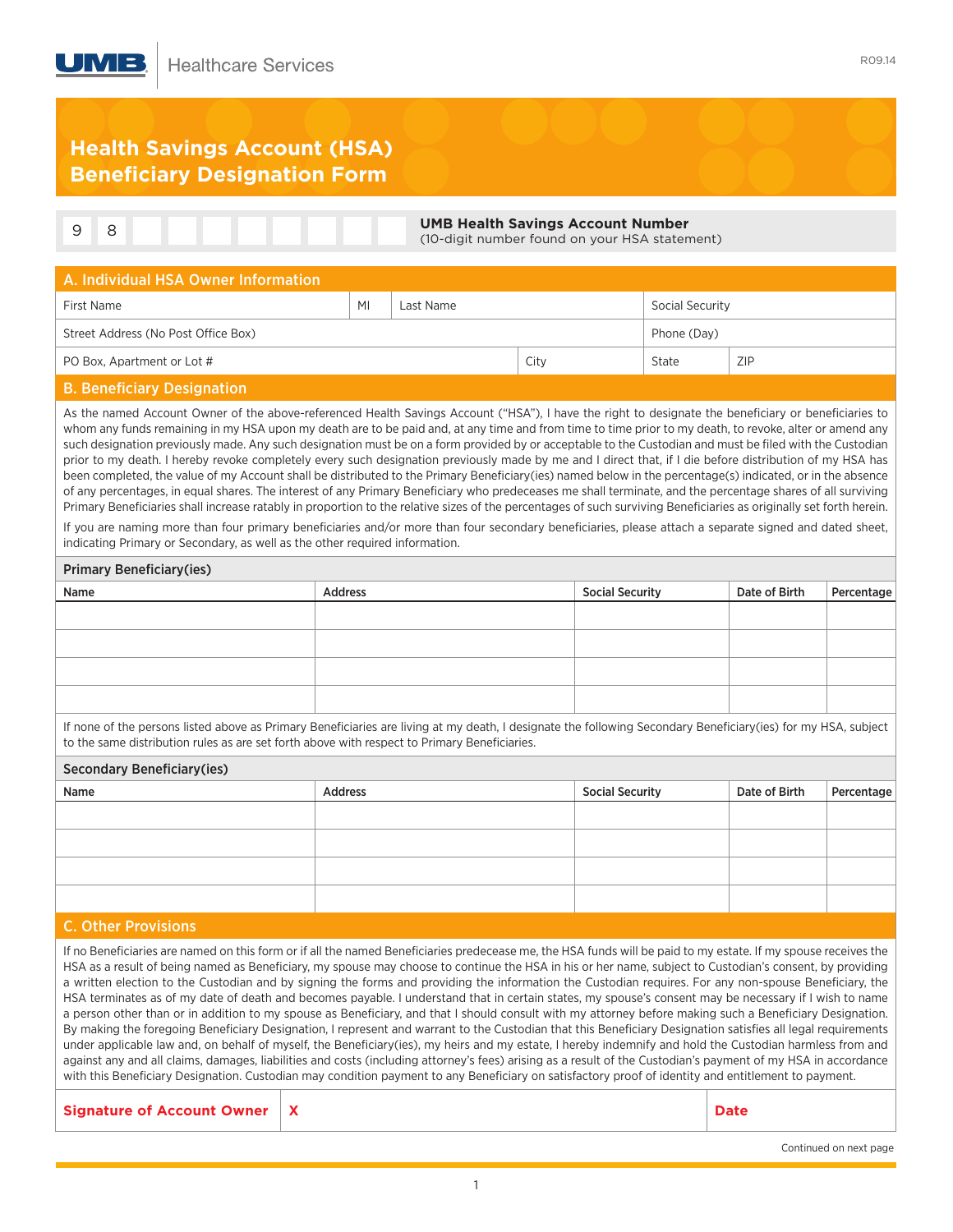UMB Healthcare Services

# Health Savings Account (HSA) Beneficiary Designation Form

| 9 | 8 | | | | | | | | |
|---|---|---|---|---|---|---|---|---|---|

**UMB Health Savings Account Number**
(10-digit number found on your HSA statement)

## A. Individual HSA Owner Information

| First Name | MI | Last Name | | Social Security | |
|---|---|---|---|---|---|
| Street Address (No Post Office Box) | | | | Phone (Day) | |
| PO Box, Apartment or Lot # | | | City | State | ZIP |

## B. Beneficiary Designation

As the named Account Owner of the above-referenced Health Savings Account ("HSA"), I have the right to designate the beneficiary or beneficiaries to whom any funds remaining in my HSA upon my death are to be paid and, at any time and from time to time prior to my death, to revoke, alter or amend any such designation previously made. Any such designation must be on a form provided by or acceptable to the Custodian and must be filed with the Custodian prior to my death. I hereby revoke completely every such designation previously made by me and I direct that, if I die before distribution of my HSA has been completed, the value of my Account shall be distributed to the Primary Beneficiary(ies) named below in the percentage(s) indicated, or in the absence of any percentages, in equal shares. The interest of any Primary Beneficiary who predeceases me shall terminate, and the percentage shares of all surviving Primary Beneficiaries shall increase ratably in proportion to the relative sizes of the percentages of such surviving Beneficiaries as originally set forth herein.

If you are naming more than four primary beneficiaries and/or more than four secondary beneficiaries, please attach a separate signed and dated sheet, indicating Primary or Secondary, as well as the other required information.

### Primary Beneficiary(ies)

| Name | Address | Social Security | Date of Birth | Percentage |
|---|---|---|---|---|
| | | | | |
| | | | | |
| | | | | |
| | | | | |

If none of the persons listed above as Primary Beneficiaries are living at my death, I designate the following Secondary Beneficiary(ies) for my HSA, subject to the same distribution rules as are set forth above with respect to Primary Beneficiaries.

### Secondary Beneficiary(ies)

| Name | Address | Social Security | Date of Birth | Percentage |
|---|---|---|---|---|
| | | | | |
| | | | | |
| | | | | |
| | | | | |

## C. Other Provisions

If no Beneficiaries are named on this form or if all the named Beneficiaries predecease me, the HSA funds will be paid to my estate. If my spouse receives the HSA as a result of being named as Beneficiary, my spouse may choose to continue the HSA in his or her name, subject to Custodian's consent, by providing a written election to the Custodian and by signing the forms and providing the information the Custodian requires. For any non-spouse Beneficiary, the HSA terminates as of my date of death and becomes payable. I understand that in certain states, my spouse's consent may be necessary if I wish to name a person other than or in addition to my spouse as Beneficiary, and that I should consult with my attorney before making such a Beneficiary Designation. By making the foregoing Beneficiary Designation, I represent and warrant to the Custodian that this Beneficiary Designation satisfies all legal requirements under applicable law and, on behalf of myself, the Beneficiary(ies), my heirs and my estate, I hereby indemnify and hold the Custodian harmless from and against any and all claims, damages, liabilities and costs (including attorney's fees) arising as a result of the Custodian's payment of my HSA in accordance with this Beneficiary Designation. Custodian may condition payment to any Beneficiary on satisfactory proof of identity and entitlement to payment.

| **Signature of Account Owner** | **X** | **Date** |
|---|---|---|

Continued on next page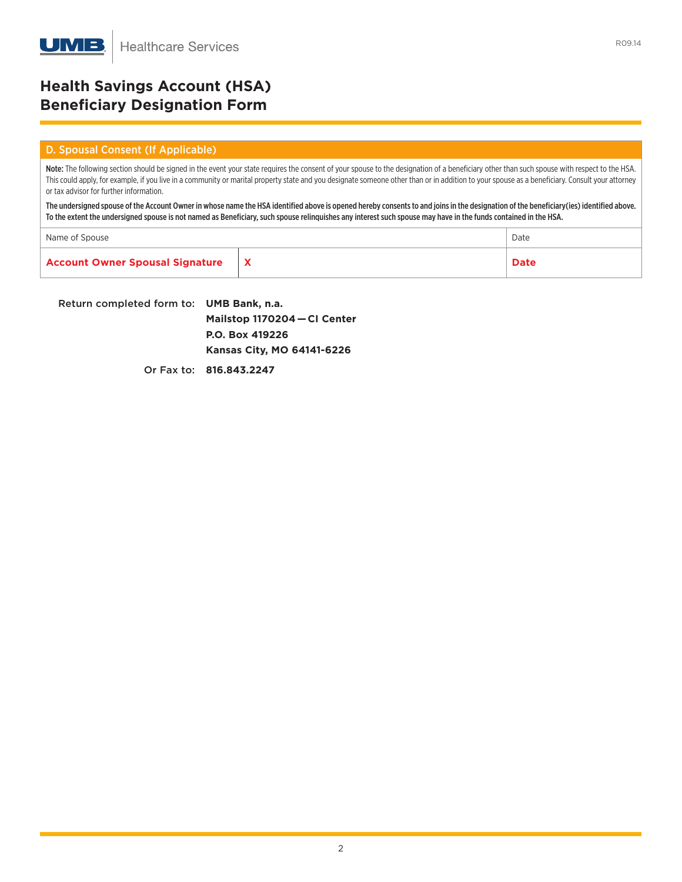# Health Savings Account (HSA) Beneficiary Designation Form

## D. Spousal Consent (If Applicable)

**Note:** The following section should be signed in the event your state requires the consent of your spouse to the designation of a beneficiary other than such spouse with respect to the HSA. This could apply, for example, if you live in a community or marital property state and you designate someone other than or in addition to your spouse as a beneficiary. Consult your attorney or tax advisor for further information.

**The undersigned spouse of the Account Owner in whose name the HSA identified above is opened hereby consents to and joins in the designation of the beneficiary(ies) identified above. To the extent the undersigned spouse is not named as Beneficiary, such spouse relinquishes any interest such spouse may have in the funds contained in the HSA.**

| | | |
|---|---|---|
| Name of Spouse | | Date |
| **Account Owner Spousal Signature** | **X** | **Date** |

Return completed form to: **UMB Bank, n.a.**
**Mailstop 1170204 — CI Center**
**P.O. Box 419226**
**Kansas City, MO 64141-6226**

Or Fax to: **816.843.2247**